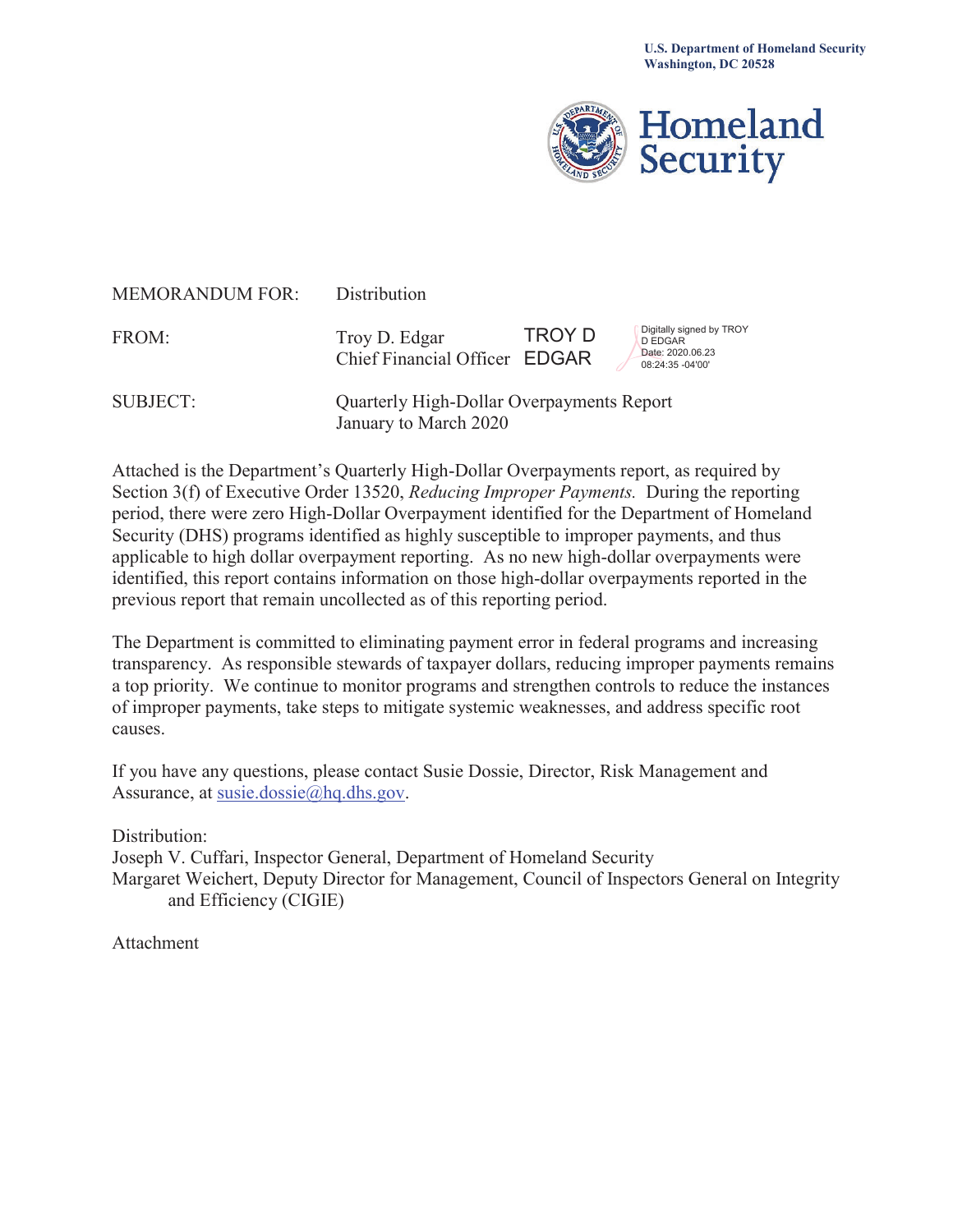U.S. Department of Homeland Security
Washington, DC 20528

Homeland Security

MEMORANDUM FOR: Distribution

FROM: Troy D. Edgar
Chief Financial Officer

TROY D EDGAR
Digitally signed by TROY D EDGAR
Date: 2020.06.23 08:24:35 -04'00'

SUBJECT: Quarterly High-Dollar Overpayments Report
January to March 2020

Attached is the Department's Quarterly High-Dollar Overpayments report, as required by Section 3(f) of Executive Order 13520, *Reducing Improper Payments.* During the reporting period, there were zero High-Dollar Overpayment identified for the Department of Homeland Security (DHS) programs identified as highly susceptible to improper payments, and thus applicable to high dollar overpayment reporting. As no new high-dollar overpayments were identified, this report contains information on those high-dollar overpayments reported in the previous report that remain uncollected as of this reporting period.

The Department is committed to eliminating payment error in federal programs and increasing transparency. As responsible stewards of taxpayer dollars, reducing improper payments remains a top priority. We continue to monitor programs and strengthen controls to reduce the instances of improper payments, take steps to mitigate systemic weaknesses, and address specific root causes.

If you have any questions, please contact Susie Dossie, Director, Risk Management and Assurance, at susie.dossie@hq.dhs.gov.

Distribution:
Joseph V. Cuffari, Inspector General, Department of Homeland Security
Margaret Weichert, Deputy Director for Management, Council of Inspectors General on Integrity and Efficiency (CIGIE)

Attachment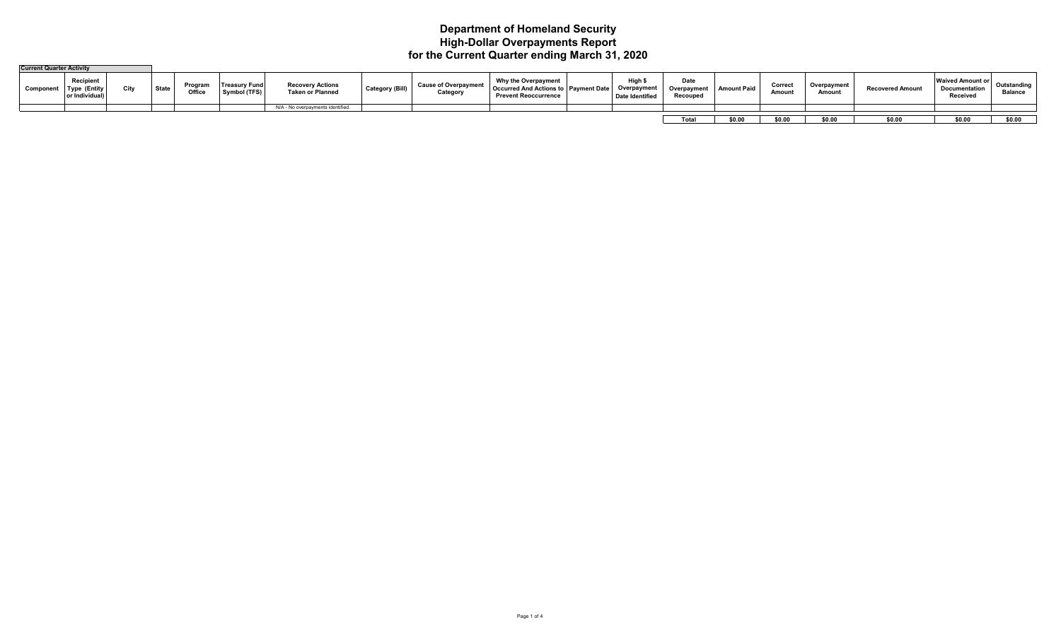# Department of Homeland Security
# High-Dollar Overpayments Report
# for the Current Quarter ending March 31, 2020

**Current Quarter Activity**

| Component | Recipient Type (Entity or Individual) | City | State | Program Office | Treasury Fund Symbol (TFS) | Recovery Actions Taken or Planned | Category (Bill) | Cause of Overpayment Category | Why the Overpayment Occurred And Actions to Prevent Reoccurrence | Payment Date | High $ Overpayment Date Identified | Date Overpayment Recouped | Amount Paid | Correct Amount | Overpayment Amount | Recovered Amount | Waived Amount or Documentation Received | Outstanding Balance |
|---|---|---|---|---|---|---|---|---|---|---|---|---|---|---|---|---|---|---|
| | | | | | | N/A - No overpayments identified. | | | | | | | | | | | | |
| | | | | | | | | | | | | Total | $0.00 | $0.00 | $0.00 | $0.00 | $0.00 | $0.00 |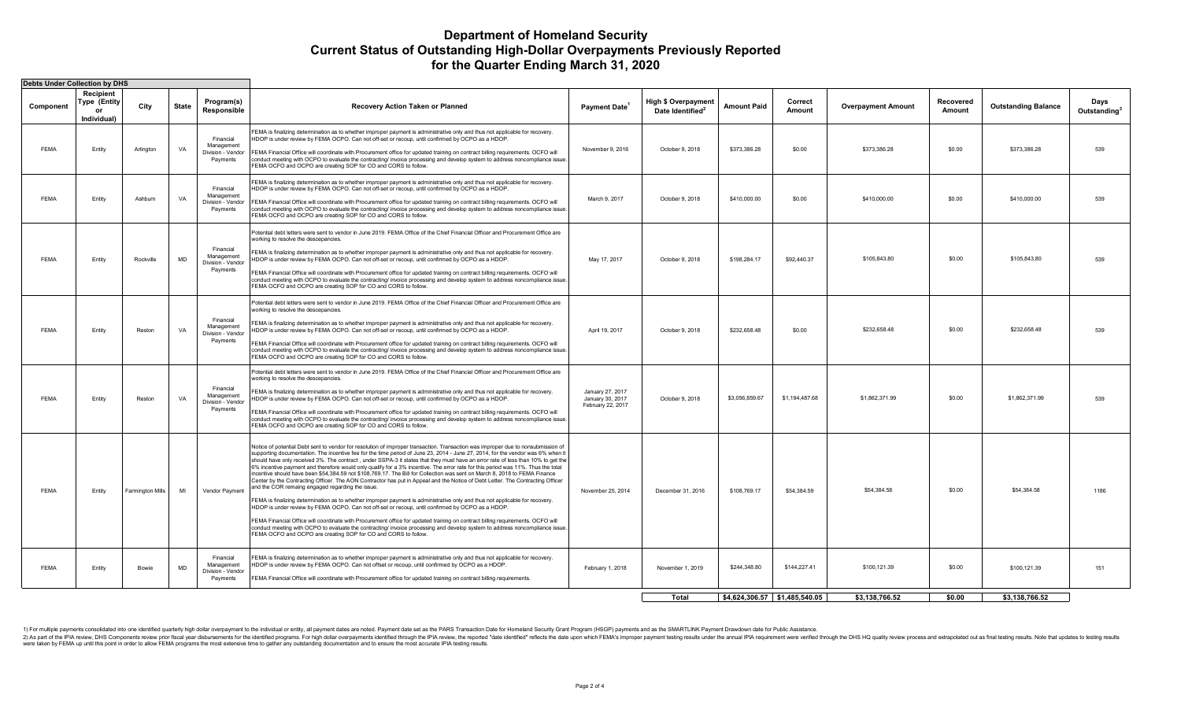# Department of Homeland Security
## Current Status of Outstanding High-Dollar Overpayments Previously Reported
## for the Quarter Ending March 31, 2020

**Debts Under Collection by DHS**

| Component | Recipient Type (Entity or Individual) | City | State | Program(s) Responsible | Recovery Action Taken or Planned | Payment Date[1] | High $ Overpayment Date Identified[2] | Amount Paid | Correct Amount | Overpayment Amount | Recovered Amount | Outstanding Balance | Days Outstanding[3] |
|---|---|---|---|---|---|---|---|---|---|---|---|---|---|
| FEMA | Entity | Arlington | VA | Financial Management Division - Vendor Payments | FEMA is finalizing determination as to whether improper payment is administrative only and thus not applicable for recovery. HDOP is under review by FEMA OCPO. Can not off-set or recoup, until confirmed by OCPO as a HDOP. FEMA Financial Office will coordinate with Procurement office for updated training on contract billing requirements. OCFO will conduct meeting with OCPO to evaluate the contracting/ invoice processing and develop system to address noncompliance issue. FEMA OCFO and OCPO are creating SOP for CO and CORS to follow. | November 9, 2016 | October 9, 2018 | $373,386.28 | $0.00 | $373,386.28 | $0.00 | $373,386.28 | 539 |
| FEMA | Entity | Ashburn | VA | Financial Management Division - Vendor Payments | FEMA is finalizing determination as to whether improper payment is administrative only and thus not applicable for recovery. HDOP is under review by FEMA OCPO. Can not off-set or recoup, until confirmed by OCPO as a HDOP. FEMA Financial Office will coordinate with Procurement office for updated training on contract billing requirements. OCFO will conduct meeting with OCPO to evaluate the contracting/ invoice processing and develop system to address noncompliance issue. FEMA OCFO and OCPO are creating SOP for CO and CORS to follow. | March 9, 2017 | October 9, 2018 | $410,000.00 | $0.00 | $410,000.00 | $0.00 | $410,000.00 | 539 |
| FEMA | Entity | Rockville | MD | Financial Management Division - Vendor Payments | Potential debt letters were sent to vendor in June 2019. FEMA Office of the Chief Financial Officer and Procurement Office are working to resolve the descepancies. FEMA is finalizing determination as to whether improper payment is administrative only and thus not applicable for recovery. HDOP is under review by FEMA OCPO. Can not off-set or recoup, until confirmed by OCPO as a HDOP. FEMA Financial Office will coordinate with Procurement office for updated training on contract billing requirements. OCFO will conduct meeting with OCPO to evaluate the contracting/ invoice processing and develop system to address noncompliance issue. FEMA OCFO and OCPO are creating SOP for CO and CORS to follow. | May 17, 2017 | October 9, 2018 | $198,284.17 | $92,440.37 | $105,843.80 | $0.00 | $105,843.80 | 539 |
| FEMA | Entity | Reston | VA | Financial Management Division - Vendor Payments | Potential debt letters were sent to vendor in June 2019. FEMA Office of the Chief Financial Officer and Procurement Office are working to resolve the descepancies. FEMA is finalizing determination as to whether improper payment is administrative only and thus not applicable for recovery. HDOP is under review by FEMA OCPO. Can not off-set or recoup, until confirmed by OCPO as a HDOP. FEMA Financial Office will coordinate with Procurement office for updated training on contract billing requirements. OCFO will conduct meeting with OCPO to evaluate the contracting/ invoice processing and develop system to address noncompliance issue. FEMA OCFO and OCPO are creating SOP for CO and CORS to follow. | April 19, 2017 | October 9, 2018 | $232,658.48 | $0.00 | $232,658.48 | $0.00 | $232,658.48 | 539 |
| FEMA | Entity | Reston | VA | Financial Management Division - Vendor Payments | Potential debt letters were sent to vendor in June 2019. FEMA Office of the Chief Financial Officer and Procurement Office are working to resolve the descepancies. FEMA is finalizing determination as to whether improper payment is administrative only and thus not applicable for recovery. HDOP is under review by FEMA OCPO. Can not off-set or recoup, until confirmed by OCPO as a HDOP. FEMA Financial Office will coordinate with Procurement office for updated training on contract billing requirements. OCFO will conduct meeting with OCPO to evaluate the contracting/ invoice processing and develop system to address noncompliance issue. FEMA OCFO and OCPO are creating SOP for CO and CORS to follow. | January 27, 2017 January 30, 2017 February 22, 2017 | October 9, 2018 | $3,056,859.67 | $1,194,487.68 | $1,862,371.99 | $0.00 | $1,862,371.99 | 539 |
| FEMA | Entity | Farmington Mills | MI | Vendor Payment | Notice of potential Debt sent to vendor for resolution of improper transaction. Transaction was improper due to nonsubmission of supporting documentation. The incentive fee for the time period of June 23, 2014 - June 27, 2014, for the vendor was 6% when it should have only received 3%. The contract , under SSPA-3 it states that they must have an error rate of less than 10% to get the 6% incentive payment and therefore would only qualify for a 3% incentive. The error rate for this period was 11%. Thus the total incentive should have been $54,384.59 not $108,769.17. The Bill for Collection was sent on March 8, 2018 to FEMA Finance Center by the Contracting Officer. The AON Contractor has put in Appeal and the Notice of Debt Letter. The Contracting Officer and the COR remaing engaged regarding the issue. FEMA is finalizing determination as to whether improper payment is administrative only and thus not applicable for recovery. HDOP is under review by FEMA OCPO. Can not off-set or recoup, until confirmed by OCPO as a HDOP. FEMA Financial Office will coordinate with Procurement office for updated training on contract billing requirements. OCFO will conduct meeting with OCPO to evaluate the contracting/ invoice processing and develop system to address noncompliance issue. FEMA OCFO and OCPO are creating SOP for CO and CORS to follow. | November 25, 2014 | December 31, 2016 | $108,769.17 | $54,384.59 | $54,384.58 | $0.00 | $54,384.58 | 1186 |
| FEMA | Entity | Bowie | MD | Financial Management Division - Vendor Payments | FEMA is finalizing determination as to whether improper payment is administrative only and thus not applicable for recovery. HDOP is under review by FEMA OCPO. Can not offset or recoup, until confirmed by OCPO as a HDOP. FEMA Financial Office will coordinate with Procurement office for updated training on contract billing requirements. | February 1, 2018 | November 1, 2019 | $244,348.80 | $144,227.41 | $100,121.39 | $0.00 | $100,121.39 | 151 |
| | | | | | | | **Total** | **$4,624,306.57** | **$1,485,540.05** | **$3,138,766.52** | **$0.00** | **$3,138,766.52** | |

1) For multiple payments consolidated into one identified quarterly high dollar overpayment to the individual or entity, all payment dates are noted. Payment date set as the PARS Transaction Date for Homeland Security Grant Program (HSGP) payments and as the SMARTLINK Payment Drawdown date for Public Assistance.

2) As part of the IPIA review, DHS Components review prior fiscal year disbursements for the identified programs. For high dollar overpayments identified through the IPIA review, the reported "date identified" reflects the date upon which FEMA's improper payment testing results under the annual IPIA requirement were verified through the DHS HQ quality review process and extrapolated out as final testing results. Note that updates to testing results were taken by FEMA up until this point in order to allow FEMA programs the most extensive time to gather any outstanding documentation and to ensure the most accurate IPIA testing results.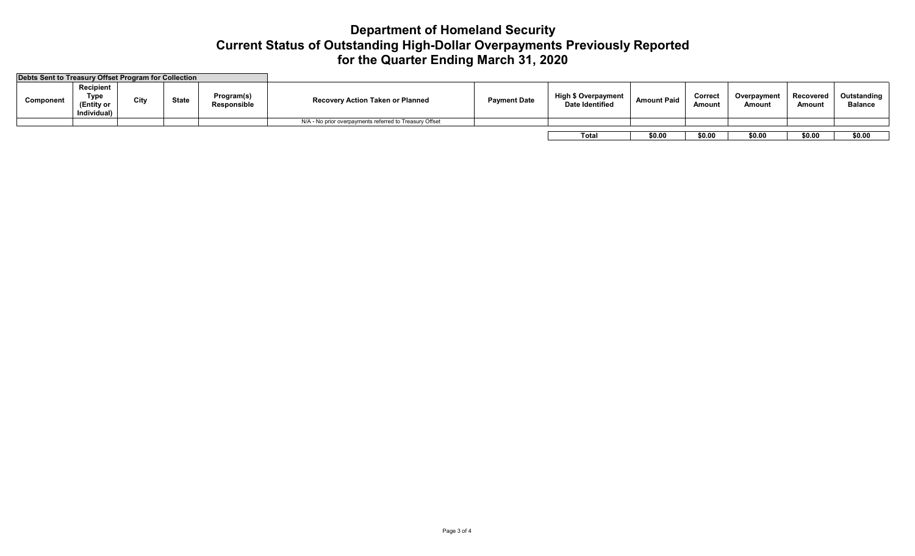# Department of Homeland Security
# Current Status of Outstanding High-Dollar Overpayments Previously Reported
# for the Quarter Ending March 31, 2020

**Debts Sent to Treasury Offset Program for Collection**

| Component | Recipient Type (Entity or Individual) | City | State | Program(s) Responsible | Recovery Action Taken or Planned | Payment Date | High $ Overpayment Date Identified | Amount Paid | Correct Amount | Overpayment Amount | Recovered Amount | Outstanding Balance |
|---|---|---|---|---|---|---|---|---|---|---|---|---|
| | | | | | N/A - No prior overpayments referred to Treasury Offset | | | | | | | |
| | | | | | | | **Total** | **$0.00** | **$0.00** | **$0.00** | **$0.00** | **$0.00** |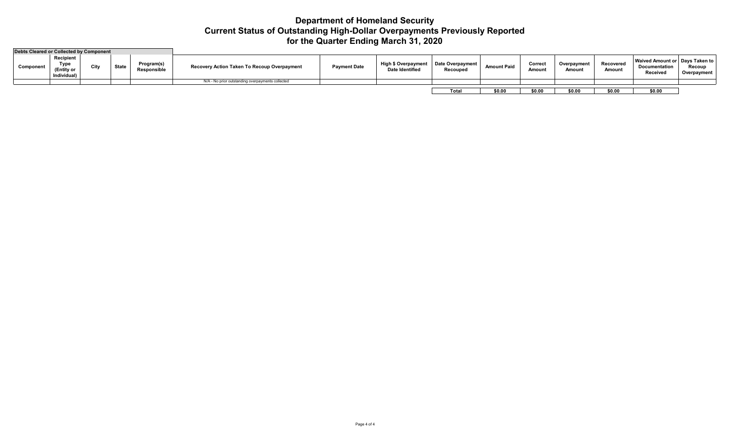# Department of Homeland Security
## Current Status of Outstanding High-Dollar Overpayments Previously Reported
## for the Quarter Ending March 31, 2020

**Debts Cleared or Collected by Component**

| Component | Recipient Type (Entity or Individual) | City | State | Program(s) Responsible | Recovery Action Taken To Recoup Overpayment | Payment Date | High $ Overpayment Date Identified | Date Overpayment Recouped | Amount Paid | Correct Amount | Overpayment Amount | Recovered Amount | Waived Amount or Documentation Received | Days Taken to Recoup Overpayment |
|---|---|---|---|---|---|---|---|---|---|---|---|---|---|---|
| | | | | | N/A - No prior outstanding overpayments collected | | | | | | | | | |
| | | | | | | | | **Total** | **$0.00** | **$0.00** | **$0.00** | **$0.00** | **$0.00** | |